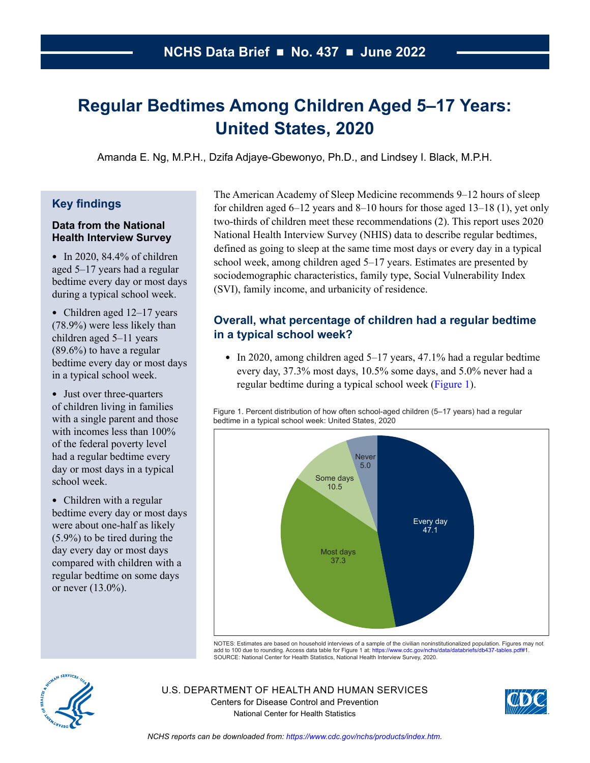NCHS Data Brief ■ No. 437 ■ June 2022

# Regular Bedtimes Among Children Aged 5–17 Years: United States, 2020

Amanda E. Ng, M.P.H., Dzifa Adjaye-Gbewonyo, Ph.D., and Lindsey I. Black, M.P.H.

## Key findings

### Data from the National Health Interview Survey

- In 2020, 84.4% of children aged 5–17 years had a regular bedtime every day or most days during a typical school week.
- Children aged 12–17 years (78.9%) were less likely than children aged 5–11 years (89.6%) to have a regular bedtime every day or most days in a typical school week.
- Just over three-quarters of children living in families with a single parent and those with incomes less than 100% of the federal poverty level had a regular bedtime every day or most days in a typical school week.
- Children with a regular bedtime every day or most days were about one-half as likely (5.9%) to be tired during the day every day or most days compared with children with a regular bedtime on some days or never (13.0%).

The American Academy of Sleep Medicine recommends 9–12 hours of sleep for children aged 6–12 years and 8–10 hours for those aged 13–18 (1), yet only two-thirds of children meet these recommendations (2). This report uses 2020 National Health Interview Survey (NHIS) data to describe regular bedtimes, defined as going to sleep at the same time most days or every day in a typical school week, among children aged 5–17 years. Estimates are presented by sociodemographic characteristics, family type, Social Vulnerability Index (SVI), family income, and urbanicity of residence.

## Overall, what percentage of children had a regular bedtime in a typical school week?

- In 2020, among children aged 5–17 years, 47.1% had a regular bedtime every day, 37.3% most days, 10.5% some days, and 5.0% never had a regular bedtime during a typical school week (Figure 1).

Figure 1. Percent distribution of how often school-aged children (5–17 years) had a regular bedtime in a typical school week: United States, 2020

| Frequency | Percent |
|---|---|
| Every day | 47.1 |
| Most days | 37.3 |
| Some days | 10.5 |
| Never | 5.0 |

NOTES: Estimates are based on household interviews of a sample of the civilian noninstitutionalized population. Figures may not add to 100 due to rounding. Access data table for Figure 1 at: https://www.cdc.gov/nchs/data/databriefs/db437-tables.pdf#1.
SOURCE: National Center for Health Statistics, National Health Interview Survey, 2020.

U.S. DEPARTMENT OF HEALTH AND HUMAN SERVICES
Centers for Disease Control and Prevention
National Center for Health Statistics

*NCHS reports can be downloaded from: https://www.cdc.gov/nchs/products/index.htm.*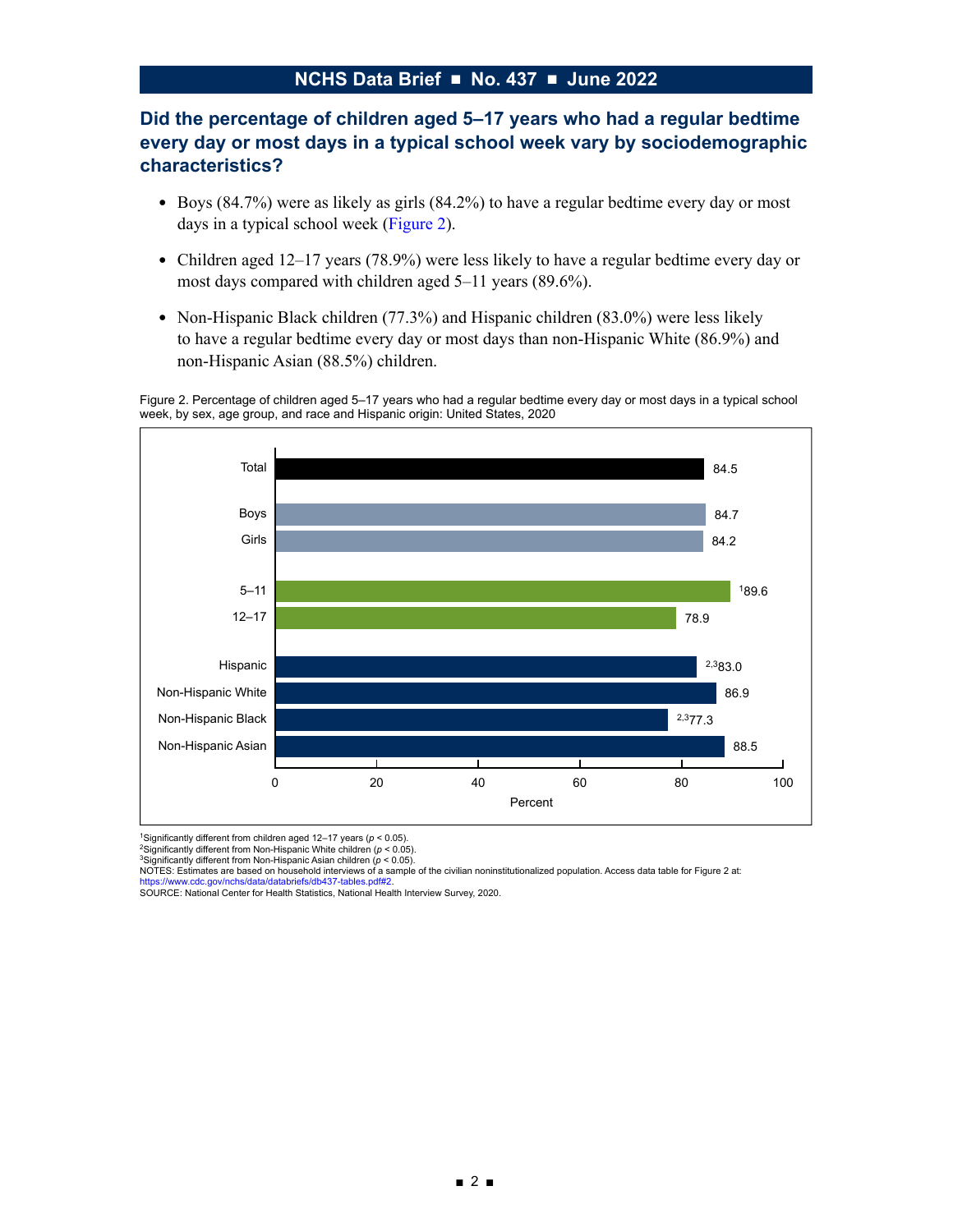## Did the percentage of children aged 5–17 years who had a regular bedtime every day or most days in a typical school week vary by sociodemographic characteristics?

- Boys (84.7%) were as likely as girls (84.2%) to have a regular bedtime every day or most days in a typical school week (Figure 2).
- Children aged 12–17 years (78.9%) were less likely to have a regular bedtime every day or most days compared with children aged 5–11 years (89.6%).
- Non-Hispanic Black children (77.3%) and Hispanic children (83.0%) were less likely to have a regular bedtime every day or most days than non-Hispanic White (86.9%) and non-Hispanic Asian (88.5%) children.

Figure 2. Percentage of children aged 5–17 years who had a regular bedtime every day or most days in a typical school week, by sex, age group, and race and Hispanic origin: United States, 2020

| Characteristic | Percent |
|---|---|
| Total | 84.5 |
| Boys | 84.7 |
| Girls | 84.2 |
| 5–11 | [1]89.6 |
| 12–17 | 78.9 |
| Hispanic | [2,3]83.0 |
| Non-Hispanic White | 86.9 |
| Non-Hispanic Black | [2,3]77.3 |
| Non-Hispanic Asian | 88.5 |

[1]Significantly different from children aged 12–17 years ($p < 0.05$).
[2]Significantly different from Non-Hispanic White children ($p < 0.05$).
[3]Significantly different from Non-Hispanic Asian children ($p < 0.05$).
NOTES: Estimates are based on household interviews of a sample of the civilian noninstitutionalized population. Access data table for Figure 2 at: https://www.cdc.gov/nchs/data/databriefs/db437-tables.pdf#2.
SOURCE: National Center for Health Statistics, National Health Interview Survey, 2020.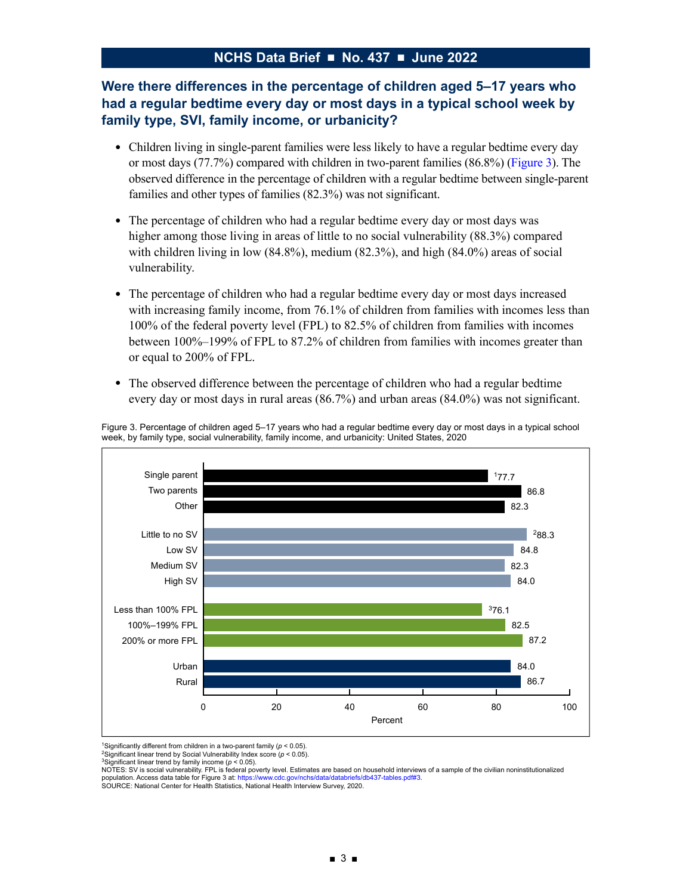## Were there differences in the percentage of children aged 5–17 years who had a regular bedtime every day or most days in a typical school week by family type, SVI, family income, or urbanicity?

- Children living in single-parent families were less likely to have a regular bedtime every day or most days (77.7%) compared with children in two-parent families (86.8%) (Figure 3). The observed difference in the percentage of children with a regular bedtime between single-parent families and other types of families (82.3%) was not significant.
- The percentage of children who had a regular bedtime every day or most days was higher among those living in areas of little to no social vulnerability (88.3%) compared with children living in low (84.8%), medium (82.3%), and high (84.0%) areas of social vulnerability.
- The percentage of children who had a regular bedtime every day or most days increased with increasing family income, from 76.1% of children from families with incomes less than 100% of the federal poverty level (FPL) to 82.5% of children from families with incomes between 100%–199% of FPL to 87.2% of children from families with incomes greater than or equal to 200% of FPL.
- The observed difference between the percentage of children who had a regular bedtime every day or most days in rural areas (86.7%) and urban areas (84.0%) was not significant.

Figure 3. Percentage of children aged 5–17 years who had a regular bedtime every day or most days in a typical school week, by family type, social vulnerability, family income, and urbanicity: United States, 2020

| Characteristic | Percent |
| --- | --- |
| Single parent | [1]77.7 |
| Two parents | 86.8 |
| Other | 82.3 |
| Little to no SV | [2]88.3 |
| Low SV | 84.8 |
| Medium SV | 82.3 |
| High SV | 84.0 |
| Less than 100% FPL | [3]76.1 |
| 100%–199% FPL | 82.5 |
| 200% or more FPL | 87.2 |
| Urban | 84.0 |
| Rural | 86.7 |

[1]Significantly different from children in a two-parent family ($p < 0.05$).
[2]Significant linear trend by Social Vulnerability Index score ($p < 0.05$).
[3]Significant linear trend by family income ($p < 0.05$).
NOTES: SV is social vulnerability. FPL is federal poverty level. Estimates are based on household interviews of a sample of the civilian noninstitutionalized population. Access data table for Figure 3 at: https://www.cdc.gov/nchs/data/databriefs/db437-tables.pdf#3.
SOURCE: National Center for Health Statistics, National Health Interview Survey, 2020.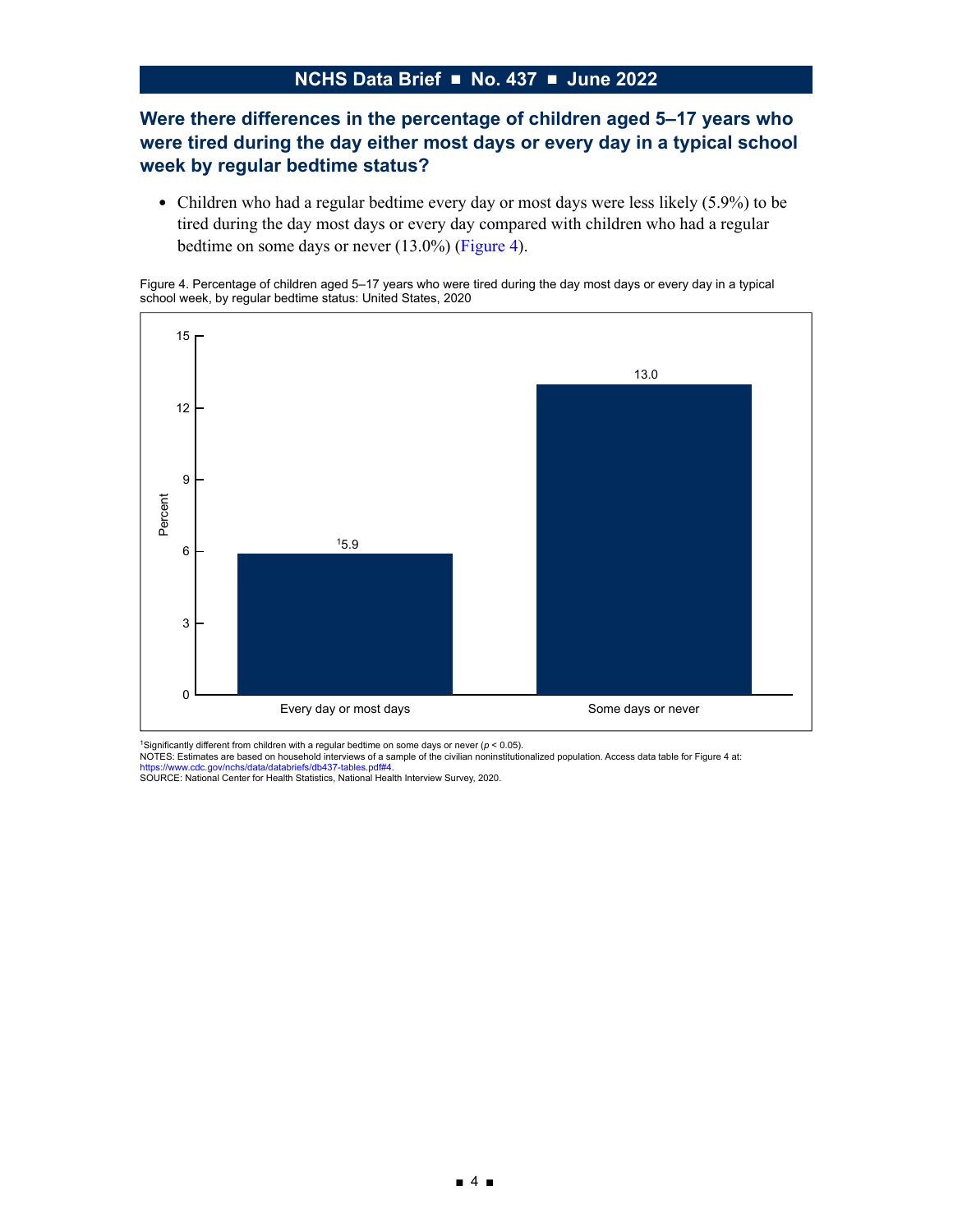## Were there differences in the percentage of children aged 5–17 years who were tired during the day either most days or every day in a typical school week by regular bedtime status?

- Children who had a regular bedtime every day or most days were less likely (5.9%) to be tired during the day most days or every day compared with children who had a regular bedtime on some days or never (13.0%) (Figure 4).

Figure 4. Percentage of children aged 5–17 years who were tired during the day most days or every day in a typical school week, by regular bedtime status: United States, 2020

| Regular bedtime status | Percent |
| --- | --- |
| Every day or most days | [1]5.9 |
| Some days or never | 13.0 |

[1]Significantly different from children with a regular bedtime on some days or never ($p < 0.05$).
NOTES: Estimates are based on household interviews of a sample of the civilian noninstitutionalized population. Access data table for Figure 4 at: https://www.cdc.gov/nchs/data/databriefs/db437-tables.pdf#4.
SOURCE: National Center for Health Statistics, National Health Interview Survey, 2020.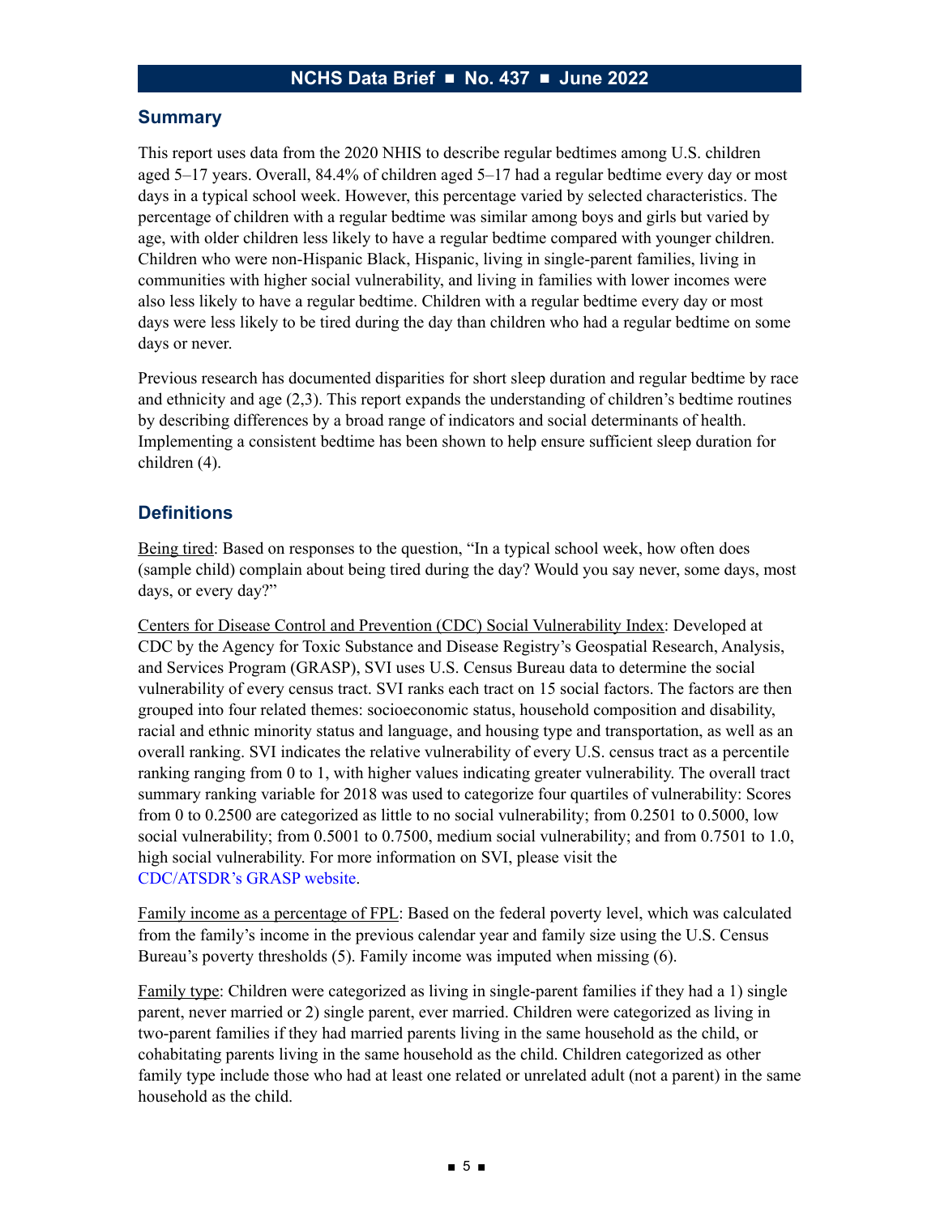## Summary

This report uses data from the 2020 NHIS to describe regular bedtimes among U.S. children aged 5–17 years. Overall, 84.4% of children aged 5–17 had a regular bedtime every day or most days in a typical school week. However, this percentage varied by selected characteristics. The percentage of children with a regular bedtime was similar among boys and girls but varied by age, with older children less likely to have a regular bedtime compared with younger children. Children who were non-Hispanic Black, Hispanic, living in single-parent families, living in communities with higher social vulnerability, and living in families with lower incomes were also less likely to have a regular bedtime. Children with a regular bedtime every day or most days were less likely to be tired during the day than children who had a regular bedtime on some days or never.

Previous research has documented disparities for short sleep duration and regular bedtime by race and ethnicity and age (2,3). This report expands the understanding of children's bedtime routines by describing differences by a broad range of indicators and social determinants of health. Implementing a consistent bedtime has been shown to help ensure sufficient sleep duration for children (4).

## Definitions

Being tired: Based on responses to the question, "In a typical school week, how often does (sample child) complain about being tired during the day? Would you say never, some days, most days, or every day?"

Centers for Disease Control and Prevention (CDC) Social Vulnerability Index: Developed at CDC by the Agency for Toxic Substance and Disease Registry's Geospatial Research, Analysis, and Services Program (GRASP), SVI uses U.S. Census Bureau data to determine the social vulnerability of every census tract. SVI ranks each tract on 15 social factors. The factors are then grouped into four related themes: socioeconomic status, household composition and disability, racial and ethnic minority status and language, and housing type and transportation, as well as an overall ranking. SVI indicates the relative vulnerability of every U.S. census tract as a percentile ranking ranging from 0 to 1, with higher values indicating greater vulnerability. The overall tract summary ranking variable for 2018 was used to categorize four quartiles of vulnerability: Scores from 0 to 0.2500 are categorized as little to no social vulnerability; from 0.2501 to 0.5000, low social vulnerability; from 0.5001 to 0.7500, medium social vulnerability; and from 0.7501 to 1.0, high social vulnerability. For more information on SVI, please visit the CDC/ATSDR's GRASP website.

Family income as a percentage of FPL: Based on the federal poverty level, which was calculated from the family's income in the previous calendar year and family size using the U.S. Census Bureau's poverty thresholds (5). Family income was imputed when missing (6).

Family type: Children were categorized as living in single-parent families if they had a 1) single parent, never married or 2) single parent, ever married. Children were categorized as living in two-parent families if they had married parents living in the same household as the child, or cohabitating parents living in the same household as the child. Children categorized as other family type include those who had at least one related or unrelated adult (not a parent) in the same household as the child.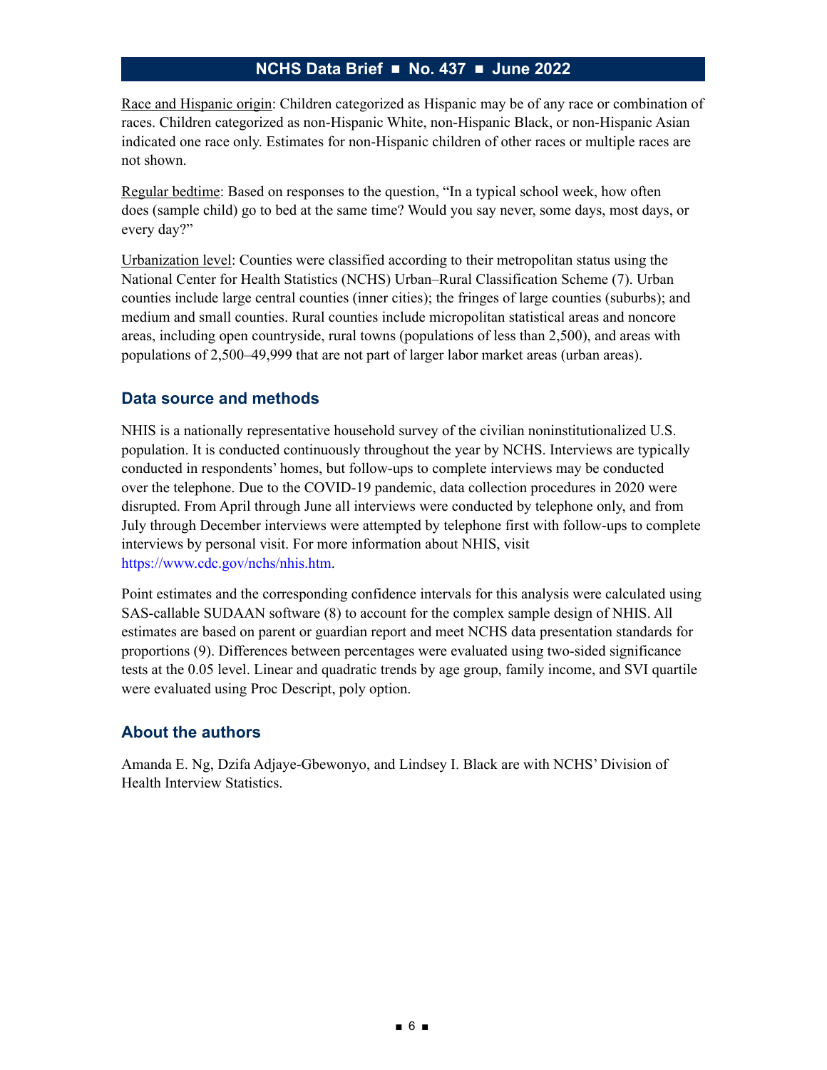Race and Hispanic origin: Children categorized as Hispanic may be of any race or combination of races. Children categorized as non-Hispanic White, non-Hispanic Black, or non-Hispanic Asian indicated one race only. Estimates for non-Hispanic children of other races or multiple races are not shown.

Regular bedtime: Based on responses to the question, "In a typical school week, how often does (sample child) go to bed at the same time? Would you say never, some days, most days, or every day?"

Urbanization level: Counties were classified according to their metropolitan status using the National Center for Health Statistics (NCHS) Urban–Rural Classification Scheme (7). Urban counties include large central counties (inner cities); the fringes of large counties (suburbs); and medium and small counties. Rural counties include micropolitan statistical areas and noncore areas, including open countryside, rural towns (populations of less than 2,500), and areas with populations of 2,500–49,999 that are not part of larger labor market areas (urban areas).

## Data source and methods

NHIS is a nationally representative household survey of the civilian noninstitutionalized U.S. population. It is conducted continuously throughout the year by NCHS. Interviews are typically conducted in respondents' homes, but follow-ups to complete interviews may be conducted over the telephone. Due to the COVID-19 pandemic, data collection procedures in 2020 were disrupted. From April through June all interviews were conducted by telephone only, and from July through December interviews were attempted by telephone first with follow-ups to complete interviews by personal visit. For more information about NHIS, visit https://www.cdc.gov/nchs/nhis.htm.

Point estimates and the corresponding confidence intervals for this analysis were calculated using SAS-callable SUDAAN software (8) to account for the complex sample design of NHIS. All estimates are based on parent or guardian report and meet NCHS data presentation standards for proportions (9). Differences between percentages were evaluated using two-sided significance tests at the 0.05 level. Linear and quadratic trends by age group, family income, and SVI quartile were evaluated using Proc Descript, poly option.

## About the authors

Amanda E. Ng, Dzifa Adjaye-Gbewonyo, and Lindsey I. Black are with NCHS' Division of Health Interview Statistics.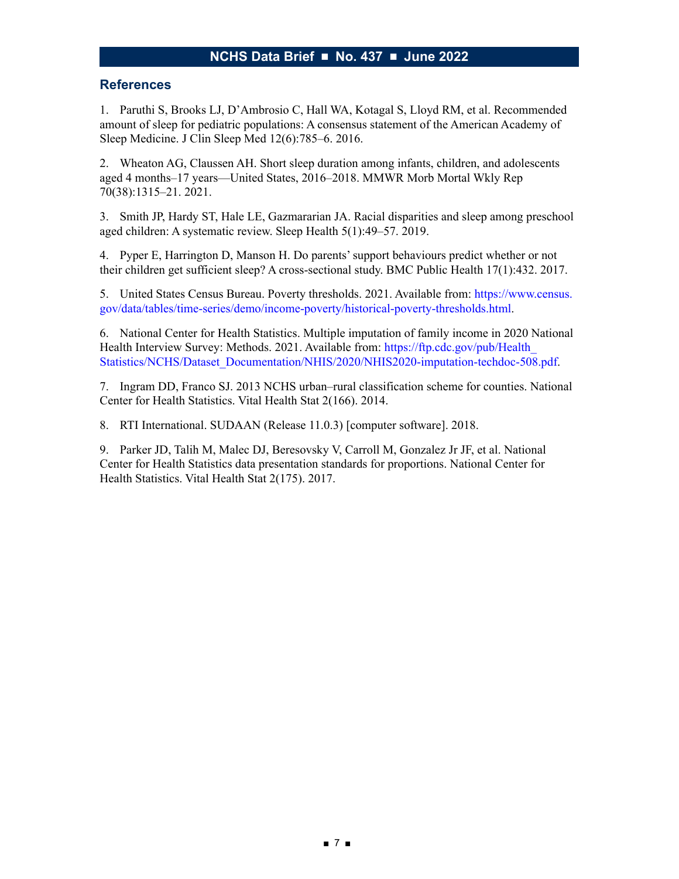## References

1. Paruthi S, Brooks LJ, D'Ambrosio C, Hall WA, Kotagal S, Lloyd RM, et al. Recommended amount of sleep for pediatric populations: A consensus statement of the American Academy of Sleep Medicine. J Clin Sleep Med 12(6):785–6. 2016.

2. Wheaton AG, Claussen AH. Short sleep duration among infants, children, and adolescents aged 4 months–17 years—United States, 2016–2018. MMWR Morb Mortal Wkly Rep 70(38):1315–21. 2021.

3. Smith JP, Hardy ST, Hale LE, Gazmararian JA. Racial disparities and sleep among preschool aged children: A systematic review. Sleep Health 5(1):49–57. 2019.

4. Pyper E, Harrington D, Manson H. Do parents' support behaviours predict whether or not their children get sufficient sleep? A cross-sectional study. BMC Public Health 17(1):432. 2017.

5. United States Census Bureau. Poverty thresholds. 2021. Available from: https://www.census.gov/data/tables/time-series/demo/income-poverty/historical-poverty-thresholds.html.

6. National Center for Health Statistics. Multiple imputation of family income in 2020 National Health Interview Survey: Methods. 2021. Available from: https://ftp.cdc.gov/pub/Health_Statistics/NCHS/Dataset_Documentation/NHIS/2020/NHIS2020-imputation-techdoc-508.pdf.

7. Ingram DD, Franco SJ. 2013 NCHS urban–rural classification scheme for counties. National Center for Health Statistics. Vital Health Stat 2(166). 2014.

8. RTI International. SUDAAN (Release 11.0.3) [computer software]. 2018.

9. Parker JD, Talih M, Malec DJ, Beresovsky V, Carroll M, Gonzalez Jr JF, et al. National Center for Health Statistics data presentation standards for proportions. National Center for Health Statistics. Vital Health Stat 2(175). 2017.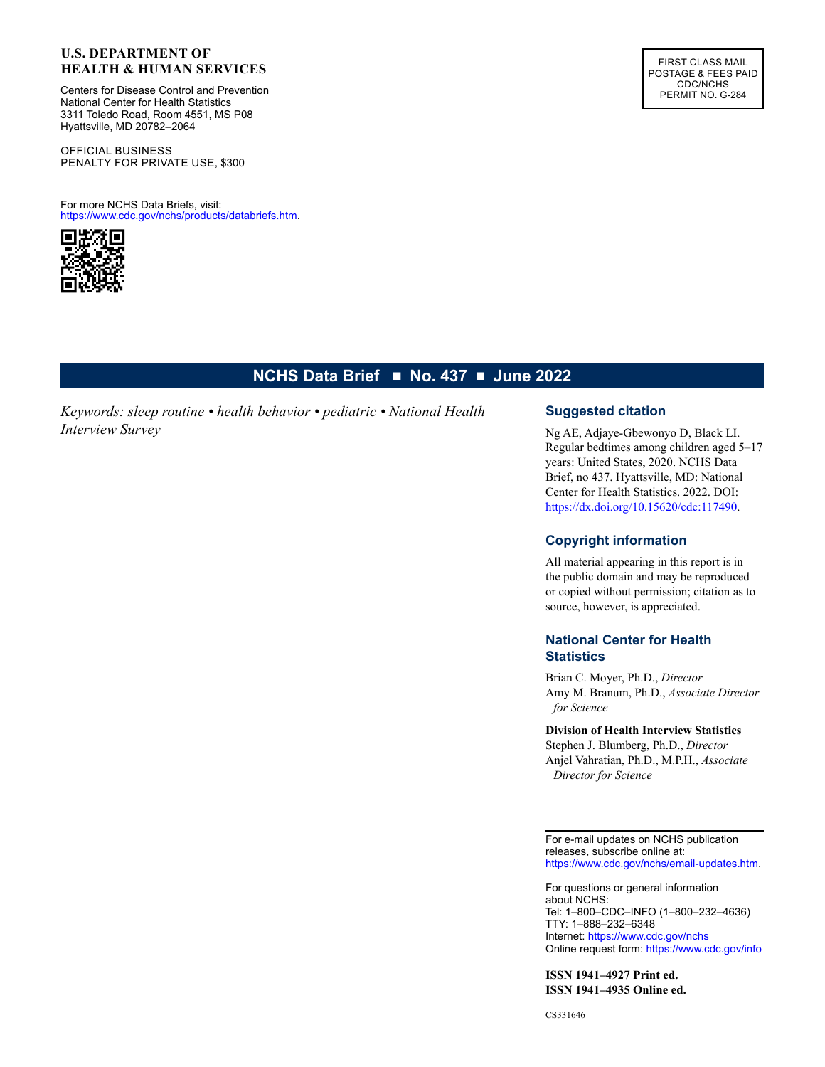**U.S. DEPARTMENT OF HEALTH & HUMAN SERVICES**

Centers for Disease Control and Prevention
National Center for Health Statistics
3311 Toledo Road, Room 4551, MS P08
Hyattsville, MD 20782–2064

OFFICIAL BUSINESS
PENALTY FOR PRIVATE USE, $300

FIRST CLASS MAIL
POSTAGE & FEES PAID
CDC/NCHS
PERMIT NO. G-284

For more NCHS Data Briefs, visit:
https://www.cdc.gov/nchs/products/databriefs.htm.

## NCHS Data Brief ■ No. 437 ■ June 2022

*Keywords: sleep routine • health behavior • pediatric • National Health Interview Survey*

### Suggested citation

Ng AE, Adjaye-Gbewonyo D, Black LI. Regular bedtimes among children aged 5–17 years: United States, 2020. NCHS Data Brief, no 437. Hyattsville, MD: National Center for Health Statistics. 2022. DOI: https://dx.doi.org/10.15620/cdc:117490.

### Copyright information

All material appearing in this report is in the public domain and may be reproduced or copied without permission; citation as to source, however, is appreciated.

### National Center for Health Statistics

Brian C. Moyer, Ph.D., *Director*
Amy M. Branum, Ph.D., *Associate Director for Science*

**Division of Health Interview Statistics**
Stephen J. Blumberg, Ph.D., *Director*
Anjel Vahratian, Ph.D., M.P.H., *Associate Director for Science*

For e-mail updates on NCHS publication releases, subscribe online at: https://www.cdc.gov/nchs/email-updates.htm.

For questions or general information about NCHS:
Tel: 1–800–CDC–INFO (1–800–232–4636)
TTY: 1–888–232–6348
Internet: https://www.cdc.gov/nchs
Online request form: https://www.cdc.gov/info

**ISSN 1941–4927 Print ed.**
**ISSN 1941–4935 Online ed.**

CS331646